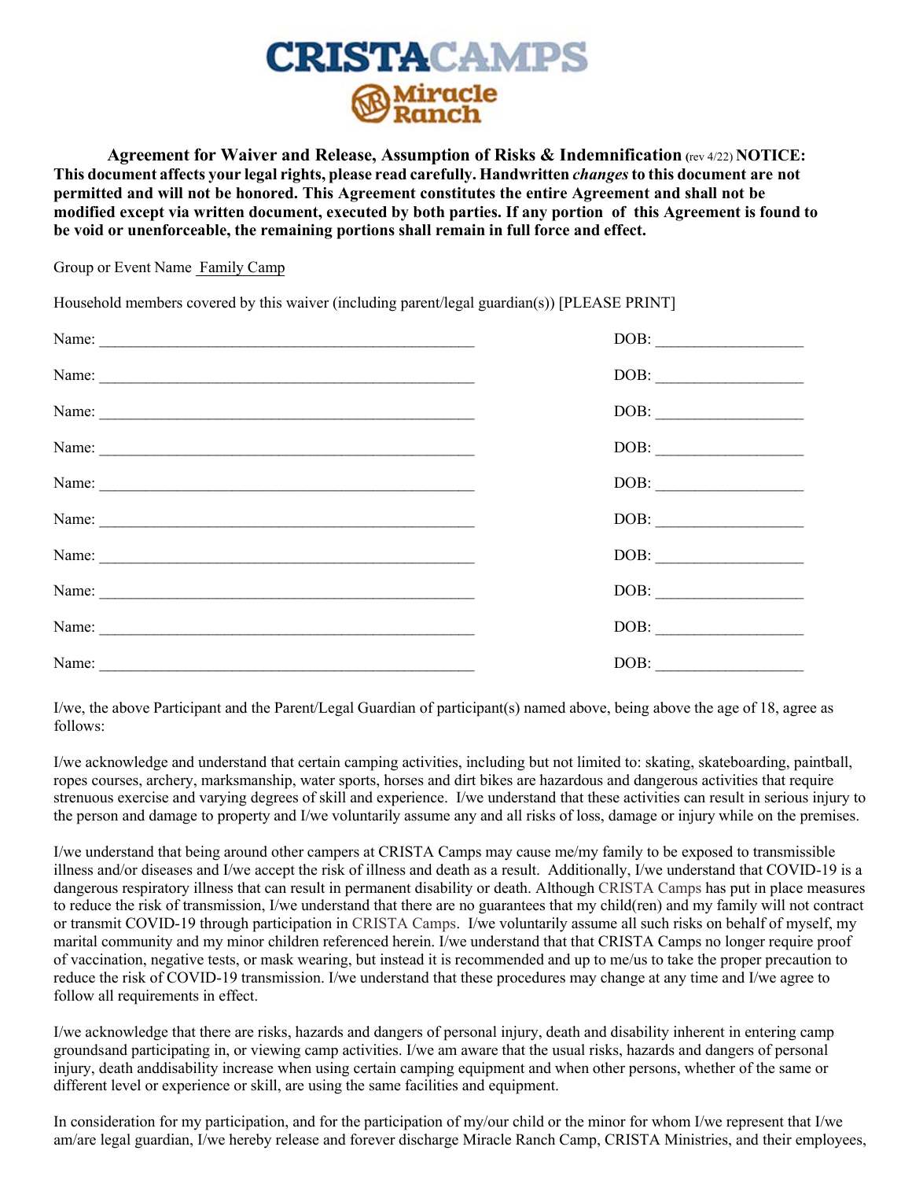# CRISTACAMPS

## Miracle Ranch

**Agreement for Waiver and Release, Assumption of Risks & Indemnification** (rev 4/22) **NOTICE: This document affects your legal rights, please read carefully. Handwritten *changes* to this document are not permitted and will not be honored. This Agreement constitutes the entire Agreement and shall not be modified except via written document, executed by both parties. If any portion of this Agreement is found to be void or unenforceable, the remaining portions shall remain in full force and effect.**

Group or Event Name Family Camp

Household members covered by this waiver (including parent/legal guardian(s)) [PLEASE PRINT]

Name: ______________________________________________ DOB: __________________

Name: ______________________________________________ DOB: __________________

Name: ______________________________________________ DOB: __________________

Name: ______________________________________________ DOB: __________________

Name: ______________________________________________ DOB: __________________

Name: ______________________________________________ DOB: __________________

Name: ______________________________________________ DOB: __________________

Name: ______________________________________________ DOB: __________________

Name: ______________________________________________ DOB: __________________

Name: ______________________________________________ DOB: __________________

I/we, the above Participant and the Parent/Legal Guardian of participant(s) named above, being above the age of 18, agree as follows:

I/we acknowledge and understand that certain camping activities, including but not limited to: skating, skateboarding, paintball, ropes courses, archery, marksmanship, water sports, horses and dirt bikes are hazardous and dangerous activities that require strenuous exercise and varying degrees of skill and experience. I/we understand that these activities can result in serious injury to the person and damage to property and I/we voluntarily assume any and all risks of loss, damage or injury while on the premises.

I/we understand that being around other campers at CRISTA Camps may cause me/my family to be exposed to transmissible illness and/or diseases and I/we accept the risk of illness and death as a result. Additionally, I/we understand that COVID-19 is a dangerous respiratory illness that can result in permanent disability or death. Although CRISTA Camps has put in place measures to reduce the risk of transmission, I/we understand that there are no guarantees that my child(ren) and my family will not contract or transmit COVID-19 through participation in CRISTA Camps. I/we voluntarily assume all such risks on behalf of myself, my marital community and my minor children referenced herein. I/we understand that that CRISTA Camps no longer require proof of vaccination, negative tests, or mask wearing, but instead it is recommended and up to me/us to take the proper precaution to reduce the risk of COVID-19 transmission. I/we understand that these procedures may change at any time and I/we agree to follow all requirements in effect.

I/we acknowledge that there are risks, hazards and dangers of personal injury, death and disability inherent in entering camp groundsand participating in, or viewing camp activities. I/we am aware that the usual risks, hazards and dangers of personal injury, death anddisability increase when using certain camping equipment and when other persons, whether of the same or different level or experience or skill, are using the same facilities and equipment.

In consideration for my participation, and for the participation of my/our child or the minor for whom I/we represent that I/we am/are legal guardian, I/we hereby release and forever discharge Miracle Ranch Camp, CRISTA Ministries, and their employees,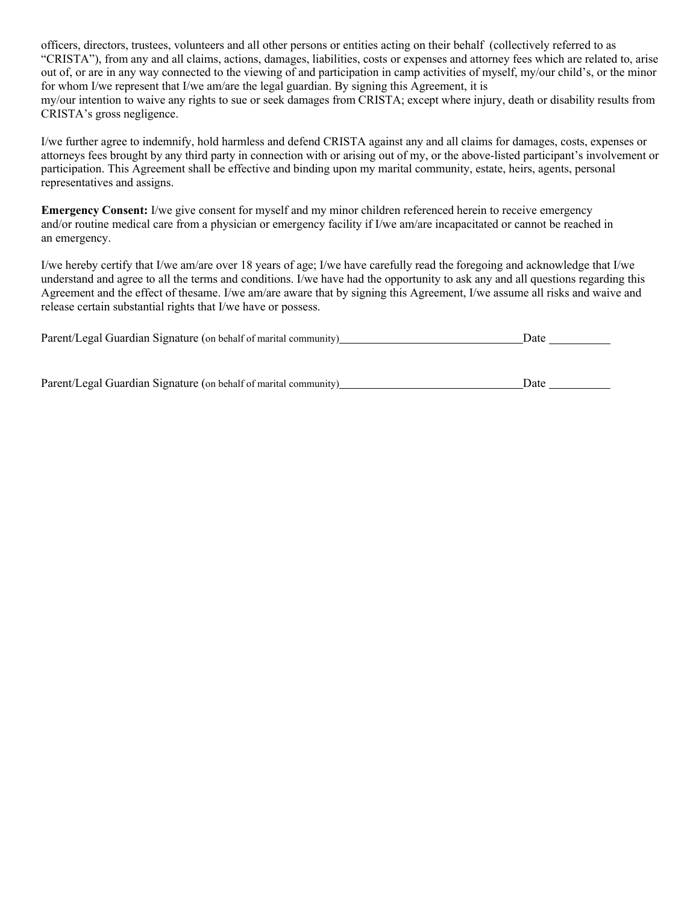officers, directors, trustees, volunteers and all other persons or entities acting on their behalf (collectively referred to as "CRISTA"), from any and all claims, actions, damages, liabilities, costs or expenses and attorney fees which are related to, arise out of, or are in any way connected to the viewing of and participation in camp activities of myself, my/our child's, or the minor for whom I/we represent that I/we am/are the legal guardian. By signing this Agreement, it is my/our intention to waive any rights to sue or seek damages from CRISTA; except where injury, death or disability results from CRISTA's gross negligence.

I/we further agree to indemnify, hold harmless and defend CRISTA against any and all claims for damages, costs, expenses or attorneys fees brought by any third party in connection with or arising out of my, or the above-listed participant's involvement or participation. This Agreement shall be effective and binding upon my marital community, estate, heirs, agents, personal representatives and assigns.

**Emergency Consent:** I/we give consent for myself and my minor children referenced herein to receive emergency and/or routine medical care from a physician or emergency facility if I/we am/are incapacitated or cannot be reached in an emergency.

I/we hereby certify that I/we am/are over 18 years of age; I/we have carefully read the foregoing and acknowledge that I/we understand and agree to all the terms and conditions. I/we have had the opportunity to ask any and all questions regarding this Agreement and the effect of thesame. I/we am/are aware that by signing this Agreement, I/we assume all risks and waive and release certain substantial rights that I/we have or possess.

Parent/Legal Guardian Signature (on behalf of marital community)________________________________ Date ___________

Parent/Legal Guardian Signature (on behalf of marital community)________________________________ Date ___________